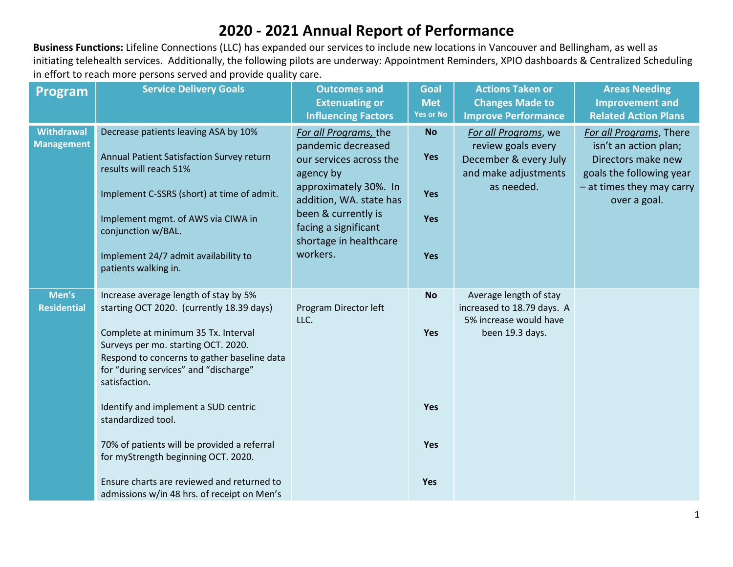# 2020 - 2021 Annual Report of Performance

**Business Functions:** Lifeline Connections (LLC) has expanded our services to include new locations in Vancouver and Bellingham, as well as initiating telehealth services. Additionally, the following pilots are underway: Appointment Reminders, XPIO dashboards & Centralized Scheduling in effort to reach more persons served and provide quality care.

| Program | Service Delivery Goals | Outcomes and Extenuating or Influencing Factors | Goal Met Yes or No | Actions Taken or Changes Made to Improve Performance | Areas Needing Improvement and Related Action Plans |
|---|---|---|---|---|---|
| **Withdrawal Management** | Decrease patients leaving ASA by 10% | *For all Programs,* the pandemic decreased our services across the agency by approximately 30%. In addition, WA. state has been & currently is facing a significant shortage in healthcare workers. | **No** | *For all Programs*, we review goals every December & every July and make adjustments as needed. | *For all Programs*, There isn't an action plan; Directors make new goals the following year – at times they may carry over a goal. |
| | Annual Patient Satisfaction Survey return results will reach 51% | | **Yes** | | |
| | Implement C-SSRS (short) at time of admit. | | **Yes** | | |
| | Implement mgmt. of AWS via CIWA in conjunction w/BAL. | | **Yes** | | |
| | Implement 24/7 admit availability to patients walking in. | | **Yes** | | |
| **Men's Residential** | Increase average length of stay by 5% starting OCT 2020. (currently 18.39 days) | Program Director left LLC. | **No** | Average length of stay increased to 18.79 days. A 5% increase would have been 19.3 days. | |
| | Complete at minimum 35 Tx. Interval Surveys per mo. starting OCT. 2020. Respond to concerns to gather baseline data for "during services" and "discharge" satisfaction. | | **Yes** | | |
| | Identify and implement a SUD centric standardized tool. | | **Yes** | | |
| | 70% of patients will be provided a referral for myStrength beginning OCT. 2020. | | **Yes** | | |
| | Ensure charts are reviewed and returned to admissions w/in 48 hrs. of receipt on Men's | | **Yes** | | |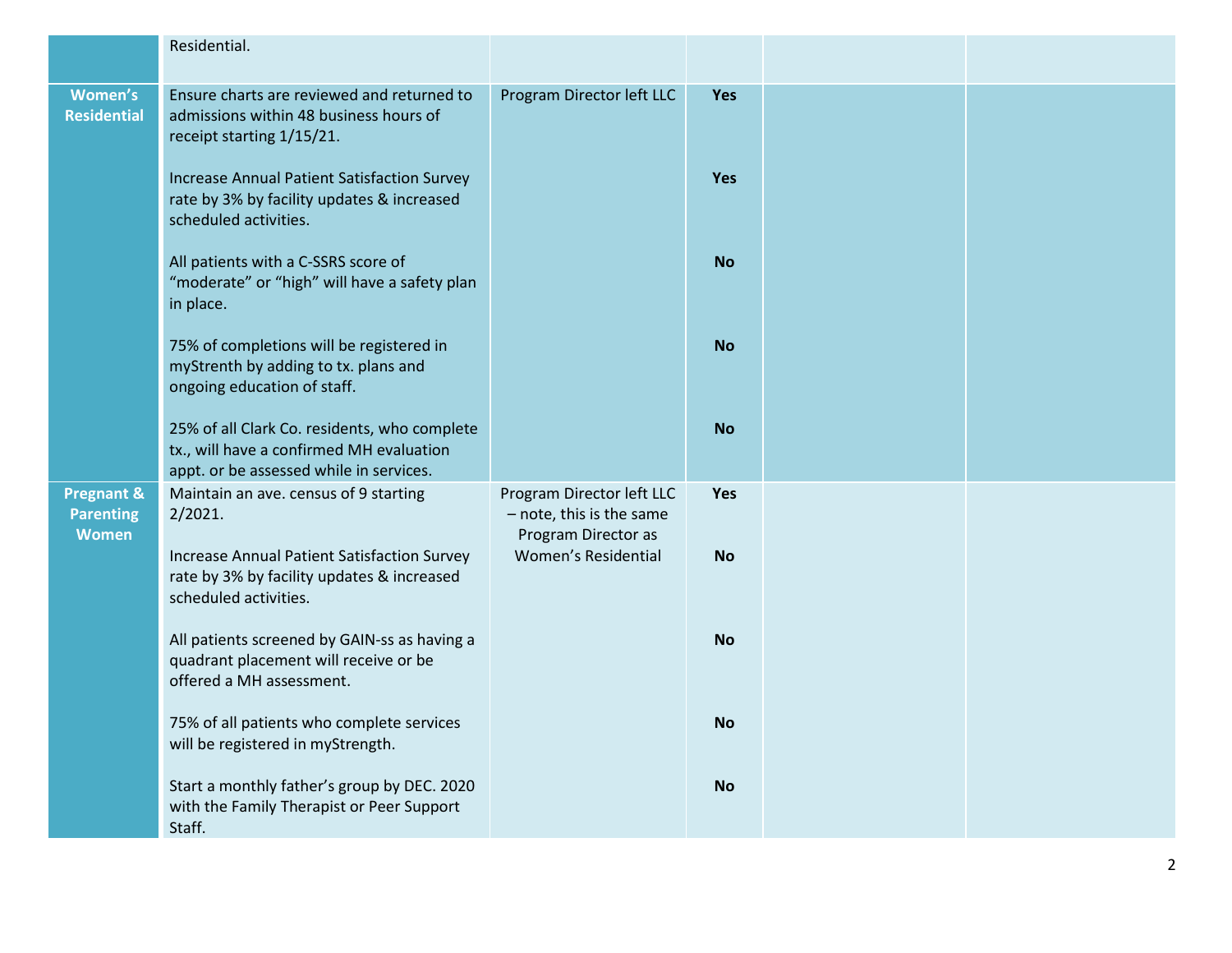| | | | | | |
|---|---|---|---|---|---|
| | Residential. | | | | |
| **Women's Residential** | Ensure charts are reviewed and returned to admissions within 48 business hours of receipt starting 1/15/21. | Program Director left LLC | **Yes** | | |
| | Increase Annual Patient Satisfaction Survey rate by 3% by facility updates & increased scheduled activities. | | **Yes** | | |
| | All patients with a C-SSRS score of "moderate" or "high" will have a safety plan in place. | | **No** | | |
| | 75% of completions will be registered in myStrenth by adding to tx. plans and ongoing education of staff. | | **No** | | |
| | 25% of all Clark Co. residents, who complete tx., will have a confirmed MH evaluation appt. or be assessed while in services. | | **No** | | |
| **Pregnant & Parenting Women** | Maintain an ave. census of 9 starting 2/2021. | Program Director left LLC – note, this is the same Program Director as Women's Residential | **Yes** | | |
| | Increase Annual Patient Satisfaction Survey rate by 3% by facility updates & increased scheduled activities. | | **No** | | |
| | All patients screened by GAIN-ss as having a quadrant placement will receive or be offered a MH assessment. | | **No** | | |
| | 75% of all patients who complete services will be registered in myStrength. | | **No** | | |
| | Start a monthly father's group by DEC. 2020 with the Family Therapist or Peer Support Staff. | | **No** | | |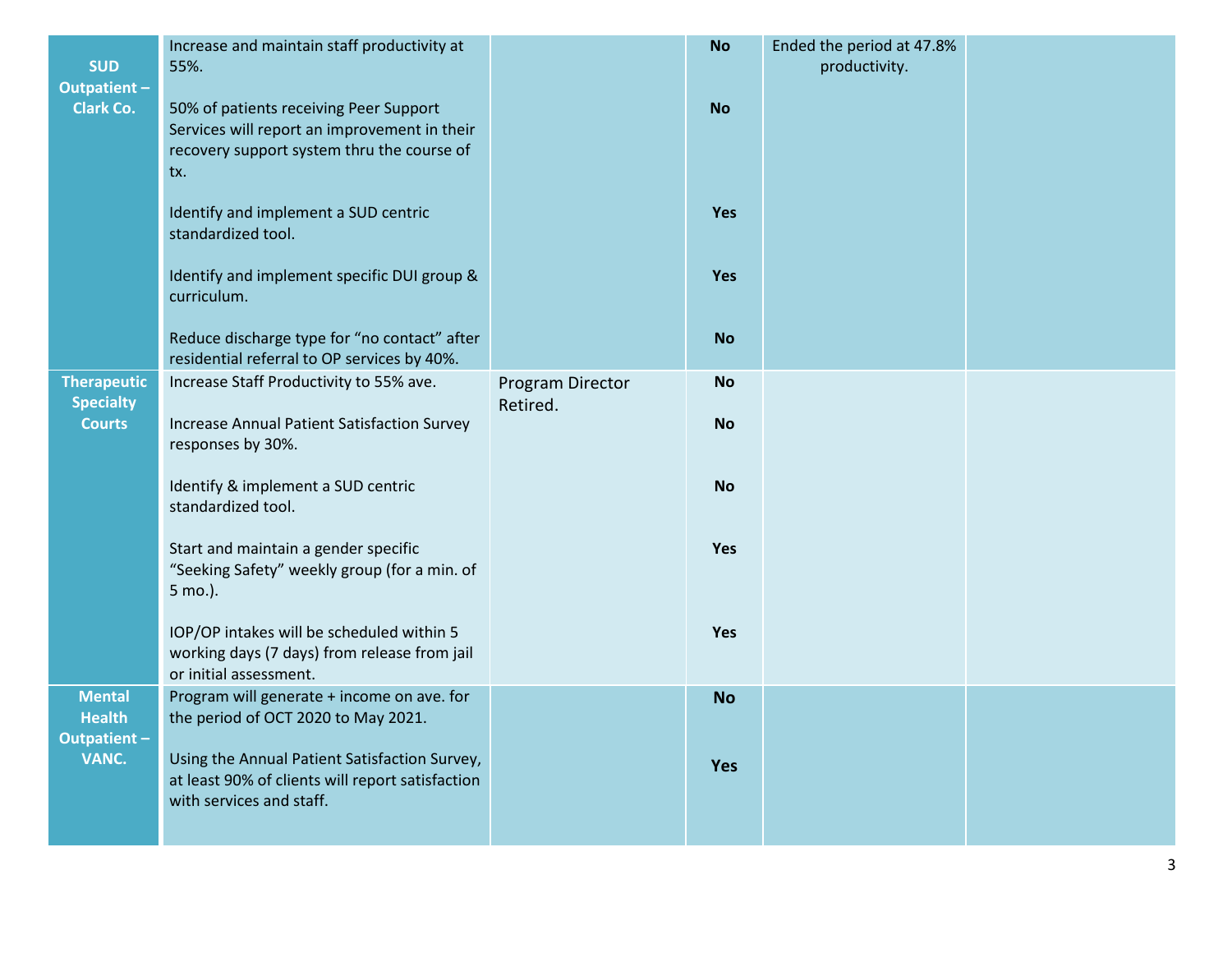| | | | | | |
|---|---|---|---|---|---|
| **SUD Outpatient – Clark Co.** | Increase and maintain staff productivity at 55%.<br><br>50% of patients receiving Peer Support Services will report an improvement in their recovery support system thru the course of tx.<br><br>Identify and implement a SUD centric standardized tool.<br><br>Identify and implement specific DUI group & curriculum.<br><br>Reduce discharge type for "no contact" after residential referral to OP services by 40%. | | **No**<br><br>**No**<br><br>**Yes**<br><br>**Yes**<br><br>**No** | Ended the period at 47.8% productivity. | |
| **Therapeutic Specialty Courts** | Increase Staff Productivity to 55% ave.<br><br>Increase Annual Patient Satisfaction Survey responses by 30%.<br><br>Identify & implement a SUD centric standardized tool.<br><br>Start and maintain a gender specific "Seeking Safety" weekly group (for a min. of 5 mo.).<br><br>IOP/OP intakes will be scheduled within 5 working days (7 days) from release from jail or initial assessment. | Program Director Retired. | **No**<br><br>**No**<br><br>**No**<br><br>**Yes**<br><br>**Yes** | | |
| **Mental Health Outpatient – VANC.** | Program will generate + income on ave. for the period of OCT 2020 to May 2021.<br><br>Using the Annual Patient Satisfaction Survey, at least 90% of clients will report satisfaction with services and staff. | | **No**<br><br>**Yes** | | |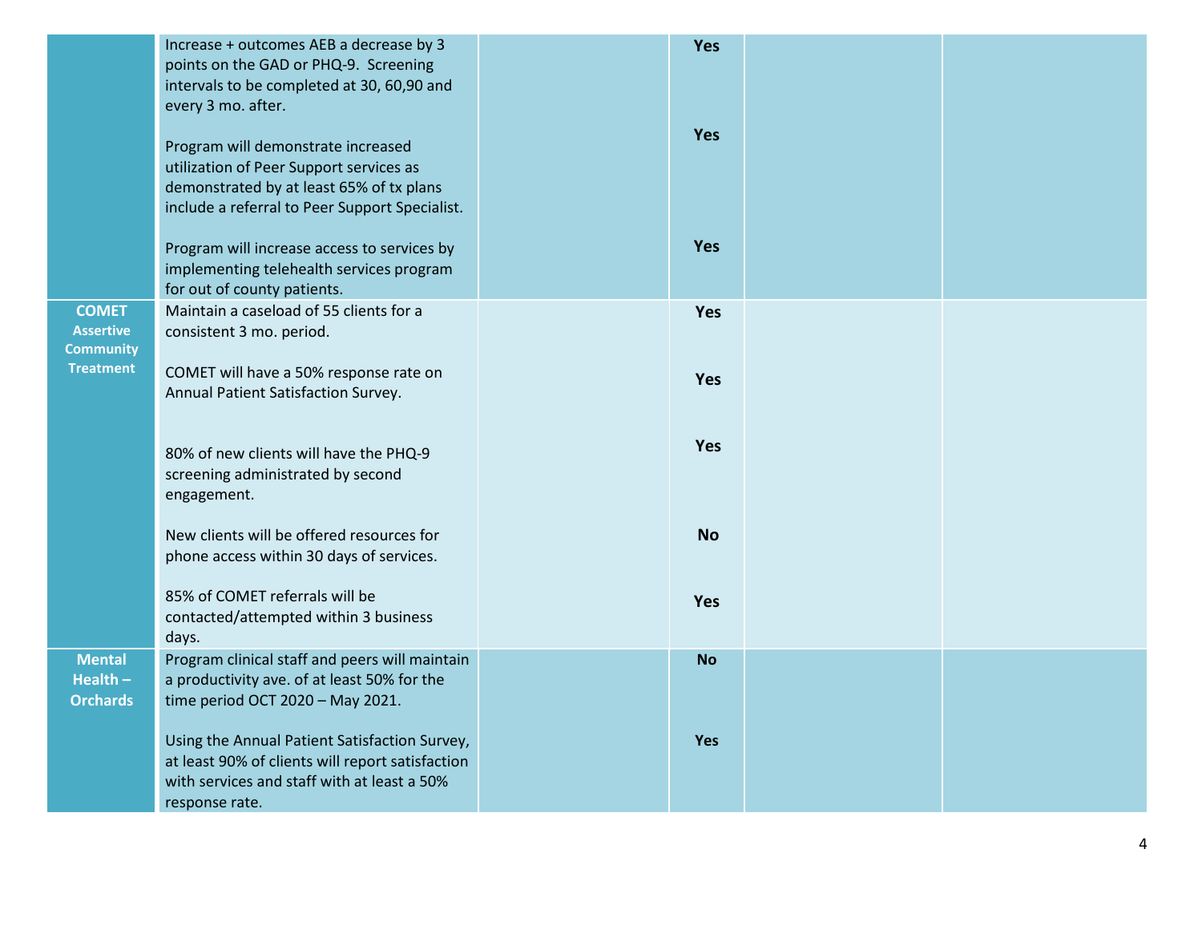| | | | | | |
|---|---|---|---|---|---|
| | Increase + outcomes AEB a decrease by 3 points on the GAD or PHQ-9. Screening intervals to be completed at 30, 60,90 and every 3 mo. after. | | **Yes** | | |
| | Program will demonstrate increased utilization of Peer Support services as demonstrated by at least 65% of tx plans include a referral to Peer Support Specialist. | | **Yes** | | |
| | Program will increase access to services by implementing telehealth services program for out of county patients. | | **Yes** | | |
| **COMET Assertive Community Treatment** | Maintain a caseload of 55 clients for a consistent 3 mo. period. | | **Yes** | | |
| | COMET will have a 50% response rate on Annual Patient Satisfaction Survey. | | **Yes** | | |
| | 80% of new clients will have the PHQ-9 screening administrated by second engagement. | | **Yes** | | |
| | New clients will be offered resources for phone access within 30 days of services. | | **No** | | |
| | 85% of COMET referrals will be contacted/attempted within 3 business days. | | **Yes** | | |
| **Mental Health – Orchards** | Program clinical staff and peers will maintain a productivity ave. of at least 50% for the time period OCT 2020 – May 2021. | | **No** | | |
| | Using the Annual Patient Satisfaction Survey, at least 90% of clients will report satisfaction with services and staff with at least a 50% response rate. | | **Yes** | | |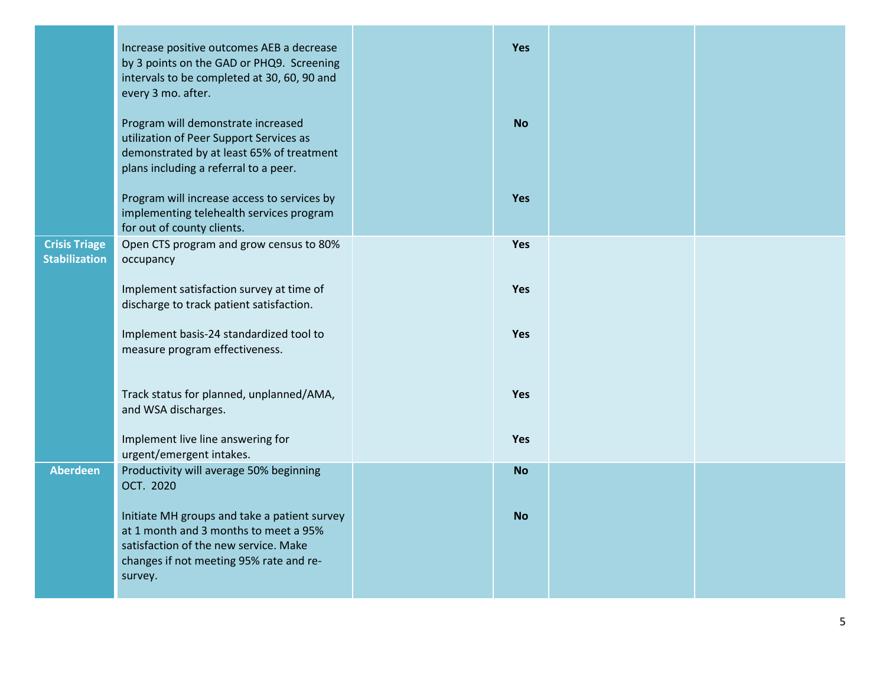| | | | | | |
|---|---|---|---|---|---|
| | Increase positive outcomes AEB a decrease by 3 points on the GAD or PHQ9. Screening intervals to be completed at 30, 60, 90 and every 3 mo. after. | | **Yes** | | |
| | Program will demonstrate increased utilization of Peer Support Services as demonstrated by at least 65% of treatment plans including a referral to a peer. | | **No** | | |
| | Program will increase access to services by implementing telehealth services program for out of county clients. | | **Yes** | | |
| **Crisis Triage Stabilization** | Open CTS program and grow census to 80% occupancy | | **Yes** | | |
| | Implement satisfaction survey at time of discharge to track patient satisfaction. | | **Yes** | | |
| | Implement basis-24 standardized tool to measure program effectiveness. | | **Yes** | | |
| | Track status for planned, unplanned/AMA, and WSA discharges. | | **Yes** | | |
| | Implement live line answering for urgent/emergent intakes. | | **Yes** | | |
| **Aberdeen** | Productivity will average 50% beginning OCT. 2020 | | **No** | | |
| | Initiate MH groups and take a patient survey at 1 month and 3 months to meet a 95% satisfaction of the new service. Make changes if not meeting 95% rate and re-survey. | | **No** | | |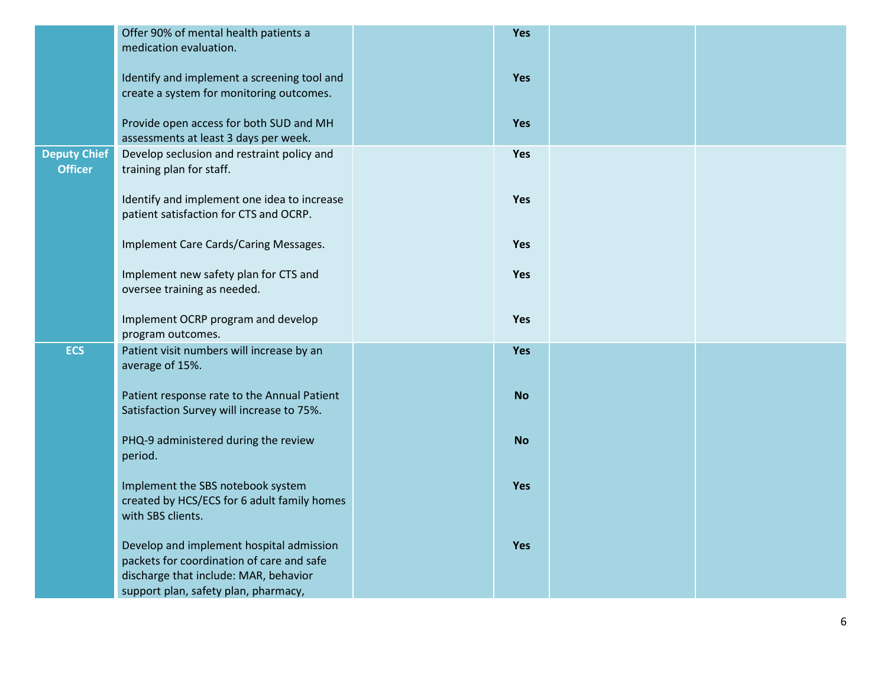| | | | | | |
|---|---|---|---|---|---|
| | Offer 90% of mental health patients a medication evaluation. | | **Yes** | | |
| | Identify and implement a screening tool and create a system for monitoring outcomes. | | **Yes** | | |
| | Provide open access for both SUD and MH assessments at least 3 days per week. | | **Yes** | | |
| **Deputy Chief Officer** | Develop seclusion and restraint policy and training plan for staff. | | **Yes** | | |
| | Identify and implement one idea to increase patient satisfaction for CTS and OCRP. | | **Yes** | | |
| | Implement Care Cards/Caring Messages. | | **Yes** | | |
| | Implement new safety plan for CTS and oversee training as needed. | | **Yes** | | |
| | Implement OCRP program and develop program outcomes. | | **Yes** | | |
| **ECS** | Patient visit numbers will increase by an average of 15%. | | **Yes** | | |
| | Patient response rate to the Annual Patient Satisfaction Survey will increase to 75%. | | **No** | | |
| | PHQ-9 administered during the review period. | | **No** | | |
| | Implement the SBS notebook system created by HCS/ECS for 6 adult family homes with SBS clients. | | **Yes** | | |
| | Develop and implement hospital admission packets for coordination of care and safe discharge that include: MAR, behavior support plan, safety plan, pharmacy, | | **Yes** | | |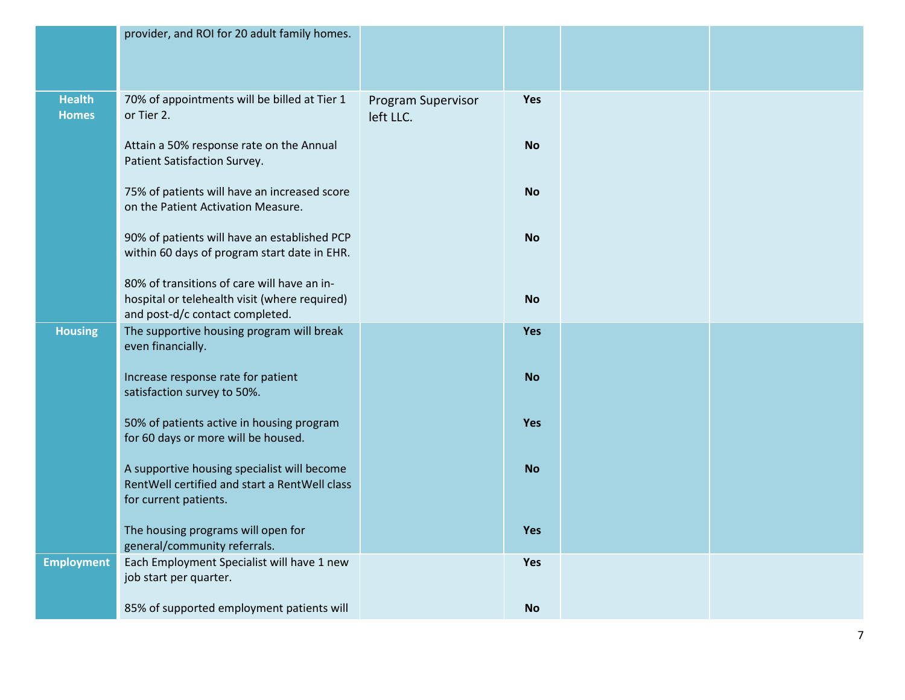| | | | | | |
|---|---|---|---|---|---|
| | provider, and ROI for 20 adult family homes. | | | | |
| **Health Homes** | 70% of appointments will be billed at Tier 1 or Tier 2. | Program Supervisor left LLC. | **Yes** | | |
| | Attain a 50% response rate on the Annual Patient Satisfaction Survey. | | **No** | | |
| | 75% of patients will have an increased score on the Patient Activation Measure. | | **No** | | |
| | 90% of patients will have an established PCP within 60 days of program start date in EHR. | | **No** | | |
| | 80% of transitions of care will have an in-hospital or telehealth visit (where required) and post-d/c contact completed. | | **No** | | |
| **Housing** | The supportive housing program will break even financially. | | **Yes** | | |
| | Increase response rate for patient satisfaction survey to 50%. | | **No** | | |
| | 50% of patients active in housing program for 60 days or more will be housed. | | **Yes** | | |
| | A supportive housing specialist will become RentWell certified and start a RentWell class for current patients. | | **No** | | |
| | The housing programs will open for general/community referrals. | | **Yes** | | |
| **Employment** | Each Employment Specialist will have 1 new job start per quarter. | | **Yes** | | |
| | 85% of supported employment patients will | | **No** | | |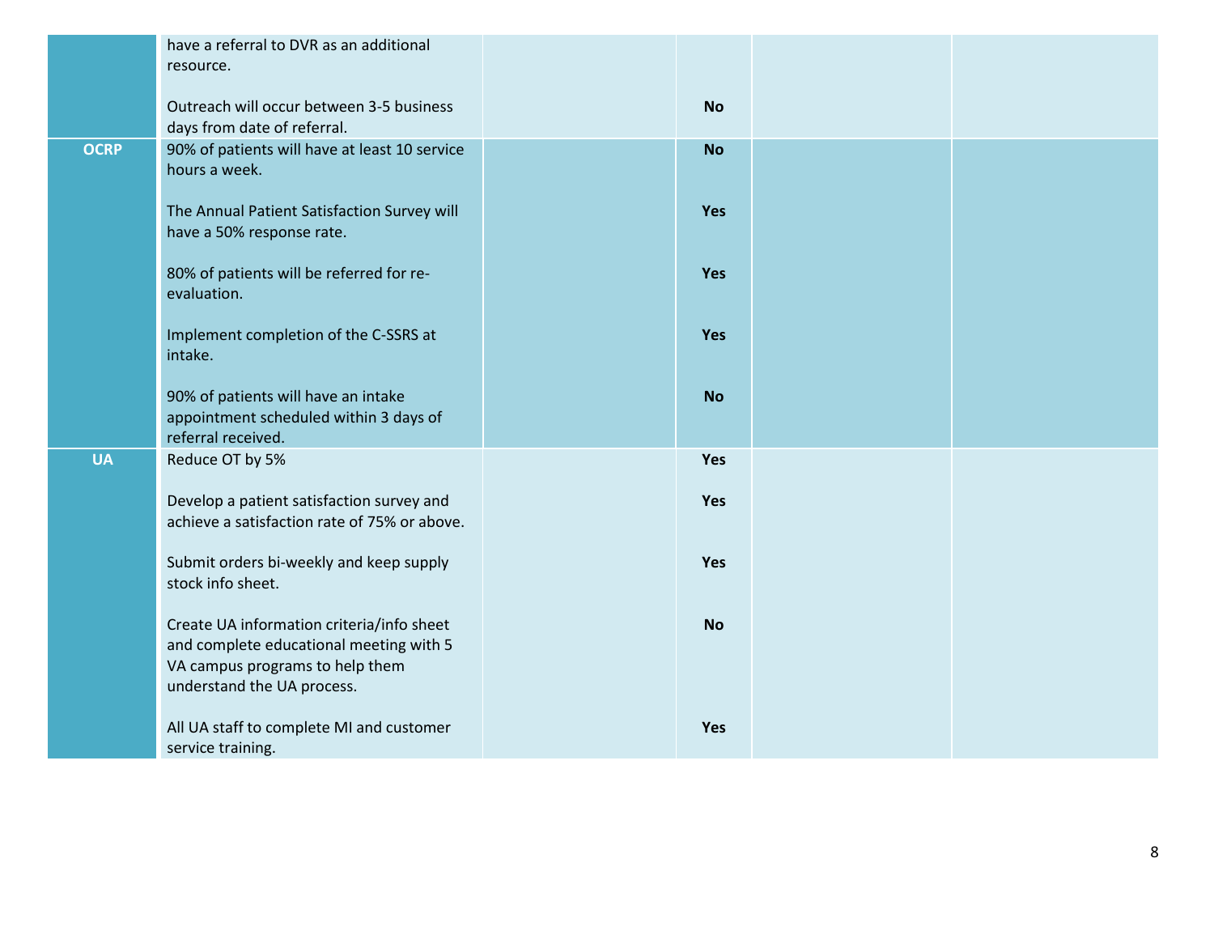| | | | | | |
|---|---|---|---|---|---|
| | have a referral to DVR as an additional resource. | | | | |
| | Outreach will occur between 3-5 business days from date of referral. | | **No** | | |
| **OCRP** | 90% of patients will have at least 10 service hours a week. | | **No** | | |
| | The Annual Patient Satisfaction Survey will have a 50% response rate. | | **Yes** | | |
| | 80% of patients will be referred for re-evaluation. | | **Yes** | | |
| | Implement completion of the C-SSRS at intake. | | **Yes** | | |
| | 90% of patients will have an intake appointment scheduled within 3 days of referral received. | | **No** | | |
| **UA** | Reduce OT by 5% | | **Yes** | | |
| | Develop a patient satisfaction survey and achieve a satisfaction rate of 75% or above. | | **Yes** | | |
| | Submit orders bi-weekly and keep supply stock info sheet. | | **Yes** | | |
| | Create UA information criteria/info sheet and complete educational meeting with 5 VA campus programs to help them understand the UA process. | | **No** | | |
| | All UA staff to complete MI and customer service training. | | **Yes** | | |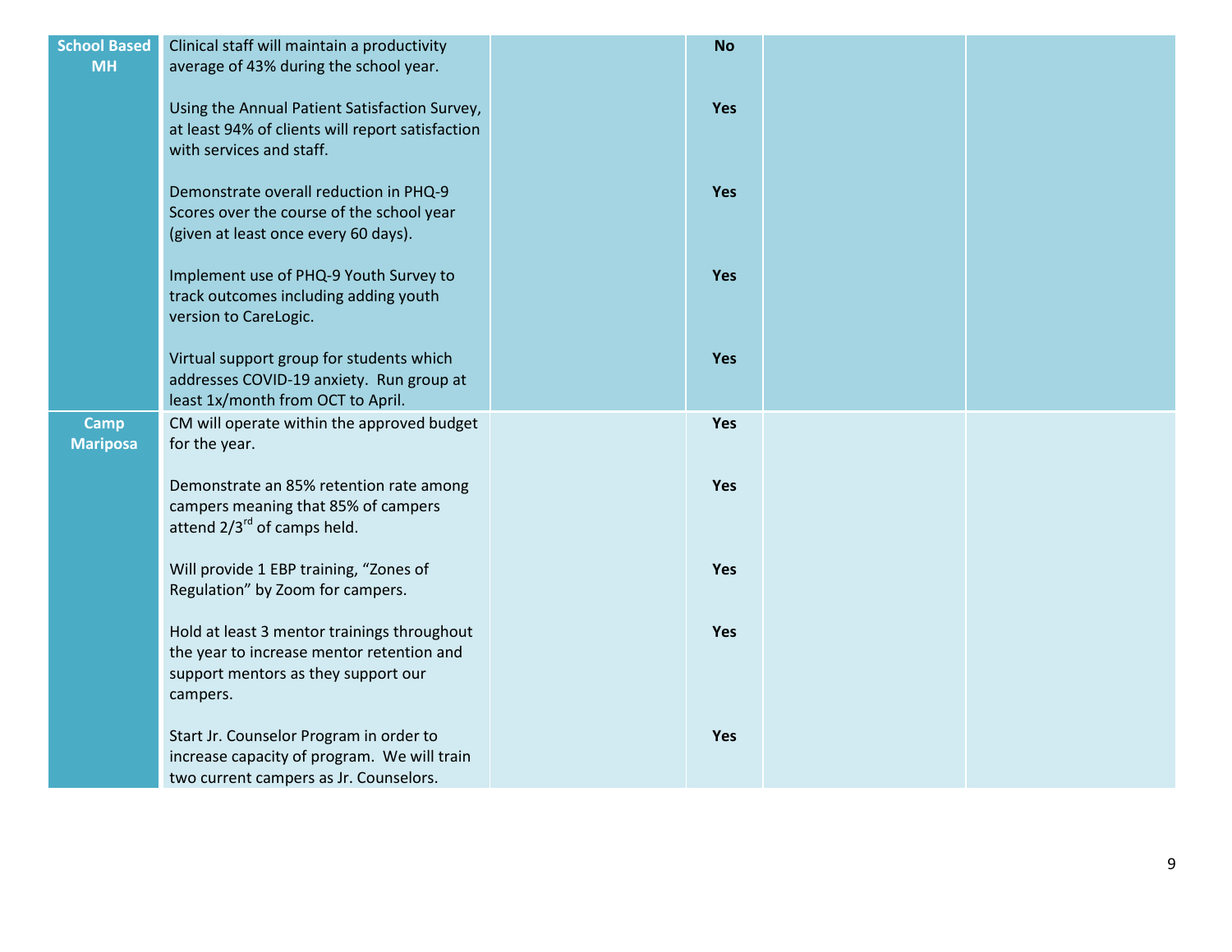| | | | | | |
|---|---|---|---|---|---|
| **School Based MH** | Clinical staff will maintain a productivity average of 43% during the school year. | | **No** | | |
| | Using the Annual Patient Satisfaction Survey, at least 94% of clients will report satisfaction with services and staff. | | **Yes** | | |
| | Demonstrate overall reduction in PHQ-9 Scores over the course of the school year (given at least once every 60 days). | | **Yes** | | |
| | Implement use of PHQ-9 Youth Survey to track outcomes including adding youth version to CareLogic. | | **Yes** | | |
| | Virtual support group for students which addresses COVID-19 anxiety. Run group at least 1x/month from OCT to April. | | **Yes** | | |
| **Camp Mariposa** | CM will operate within the approved budget for the year. | | **Yes** | | |
| | Demonstrate an 85% retention rate among campers meaning that 85% of campers attend 2/3rd of camps held. | | **Yes** | | |
| | Will provide 1 EBP training, "Zones of Regulation" by Zoom for campers. | | **Yes** | | |
| | Hold at least 3 mentor trainings throughout the year to increase mentor retention and support mentors as they support our campers. | | **Yes** | | |
| | Start Jr. Counselor Program in order to increase capacity of program. We will train two current campers as Jr. Counselors. | | **Yes** | | |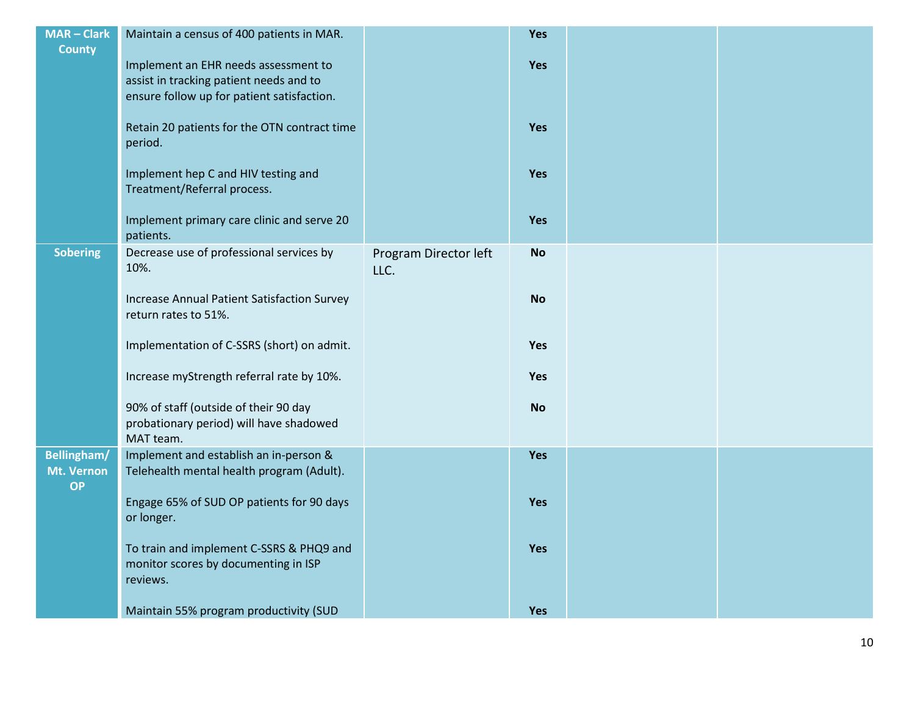| | | | | | |
|---|---|---|---|---|---|
| **MAR – Clark County** | Maintain a census of 400 patients in MAR. | | **Yes** | | |
| | Implement an EHR needs assessment to assist in tracking patient needs and to ensure follow up for patient satisfaction. | | **Yes** | | |
| | Retain 20 patients for the OTN contract time period. | | **Yes** | | |
| | Implement hep C and HIV testing and Treatment/Referral process. | | **Yes** | | |
| | Implement primary care clinic and serve 20 patients. | | **Yes** | | |
| **Sobering** | Decrease use of professional services by 10%. | Program Director left LLC. | **No** | | |
| | Increase Annual Patient Satisfaction Survey return rates to 51%. | | **No** | | |
| | Implementation of C-SSRS (short) on admit. | | **Yes** | | |
| | Increase myStrength referral rate by 10%. | | **Yes** | | |
| | 90% of staff (outside of their 90 day probationary period) will have shadowed MAT team. | | **No** | | |
| **Bellingham/ Mt. Vernon OP** | Implement and establish an in-person & Telehealth mental health program (Adult). | | **Yes** | | |
| | Engage 65% of SUD OP patients for 90 days or longer. | | **Yes** | | |
| | To train and implement C-SSRS & PHQ9 and monitor scores by documenting in ISP reviews. | | **Yes** | | |
| | Maintain 55% program productivity (SUD | | **Yes** | | |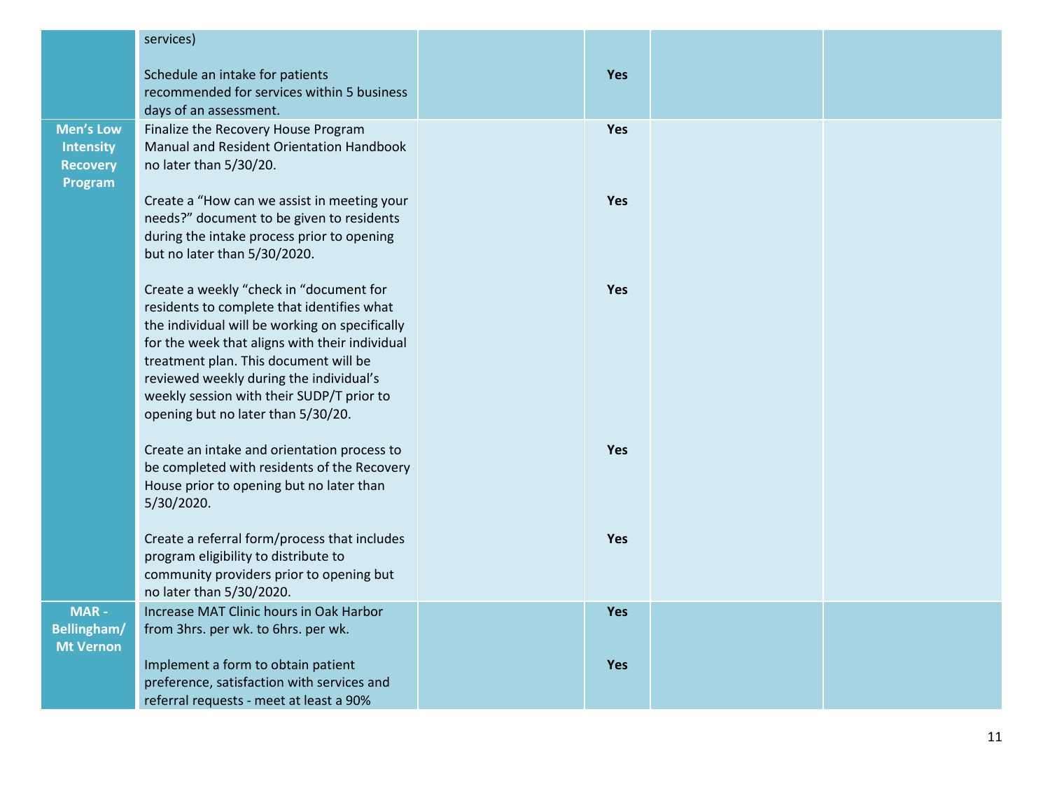| | | | | | |
|---|---|---|---|---|---|
| | services)<br><br>Schedule an intake for patients recommended for services within 5 business days of an assessment. | | **Yes** | | |
| **Men's Low Intensity Recovery Program** | Finalize the Recovery House Program Manual and Resident Orientation Handbook no later than 5/30/20. | | **Yes** | | |
| | Create a "How can we assist in meeting your needs?" document to be given to residents during the intake process prior to opening but no later than 5/30/2020. | | **Yes** | | |
| | Create a weekly "check in "document for residents to complete that identifies what the individual will be working on specifically for the week that aligns with their individual treatment plan. This document will be reviewed weekly during the individual's weekly session with their SUDP/T prior to opening but no later than 5/30/20. | | **Yes** | | |
| | Create an intake and orientation process to be completed with residents of the Recovery House prior to opening but no later than 5/30/2020. | | **Yes** | | |
| | Create a referral form/process that includes program eligibility to distribute to community providers prior to opening but no later than 5/30/2020. | | **Yes** | | |
| **MAR - Bellingham/ Mt Vernon** | Increase MAT Clinic hours in Oak Harbor from 3hrs. per wk. to 6hrs. per wk. | | **Yes** | | |
| | Implement a form to obtain patient preference, satisfaction with services and referral requests - meet at least a 90% | | **Yes** | | |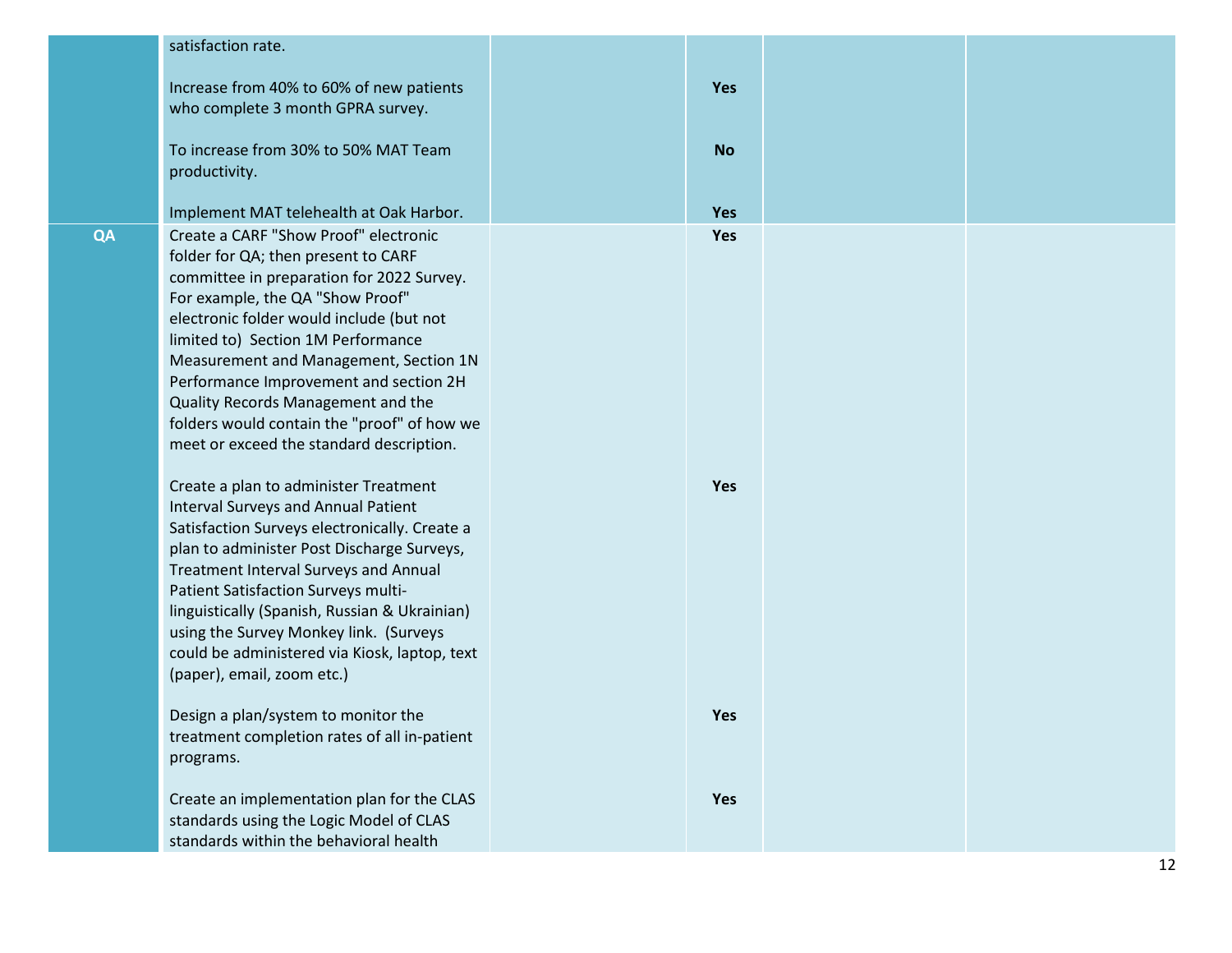| | | | | | |
|---|---|---|---|---|---|
| | satisfaction rate.<br><br>Increase from 40% to 60% of new patients who complete 3 month GPRA survey.<br><br>To increase from 30% to 50% MAT Team productivity.<br><br>Implement MAT telehealth at Oak Harbor. | | <br><br>**Yes**<br><br>**No**<br><br>**Yes** | | |
| **QA** | Create a CARF "Show Proof" electronic folder for QA; then present to CARF committee in preparation for 2022 Survey. For example, the QA "Show Proof" electronic folder would include (but not limited to) Section 1M Performance Measurement and Management, Section 1N Performance Improvement and section 2H Quality Records Management and the folders would contain the "proof" of how we meet or exceed the standard description.<br><br>Create a plan to administer Treatment Interval Surveys and Annual Patient Satisfaction Surveys electronically. Create a plan to administer Post Discharge Surveys, Treatment Interval Surveys and Annual Patient Satisfaction Surveys multi-linguistically (Spanish, Russian & Ukrainian) using the Survey Monkey link. (Surveys could be administered via Kiosk, laptop, text (paper), email, zoom etc.)<br><br>Design a plan/system to monitor the treatment completion rates of all in-patient programs.<br><br>Create an implementation plan for the CLAS standards using the Logic Model of CLAS standards within the behavioral health | | **Yes**<br><br>**Yes**<br><br>**Yes**<br><br>**Yes** | | |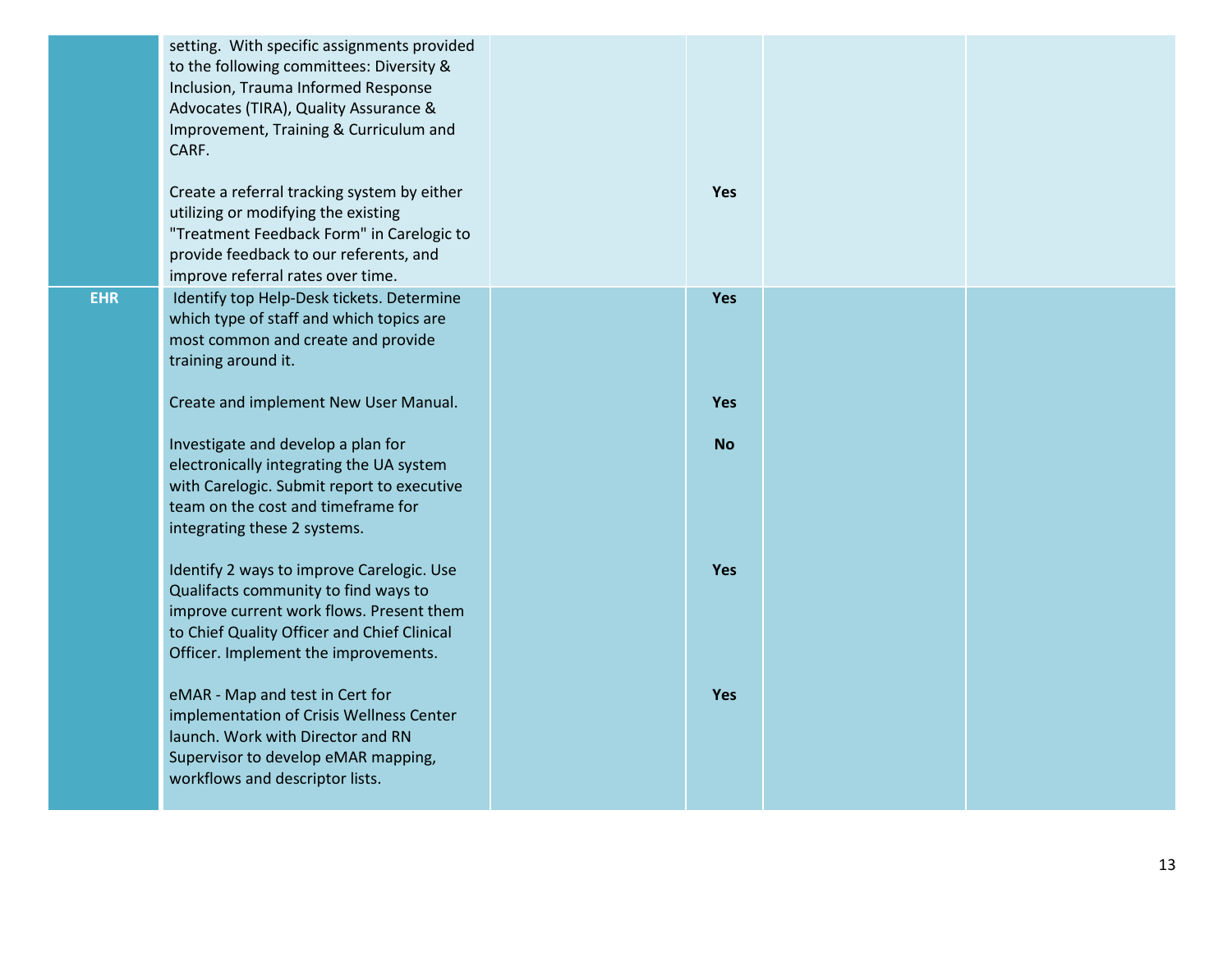| | | | | | |
|---|---|---|---|---|---|
| | setting. With specific assignments provided to the following committees: Diversity & Inclusion, Trauma Informed Response Advocates (TIRA), Quality Assurance & Improvement, Training & Curriculum and CARF. | | | | |
| | Create a referral tracking system by either utilizing or modifying the existing "Treatment Feedback Form" in Carelogic to provide feedback to our referents, and improve referral rates over time. | | **Yes** | | |
| **EHR** | Identify top Help-Desk tickets. Determine which type of staff and which topics are most common and create and provide training around it. | | **Yes** | | |
| | Create and implement New User Manual. | | **Yes** | | |
| | Investigate and develop a plan for electronically integrating the UA system with Carelogic. Submit report to executive team on the cost and timeframe for integrating these 2 systems. | | **No** | | |
| | Identify 2 ways to improve Carelogic. Use Qualifacts community to find ways to improve current work flows. Present them to Chief Quality Officer and Chief Clinical Officer. Implement the improvements. | | **Yes** | | |
| | eMAR - Map and test in Cert for implementation of Crisis Wellness Center launch. Work with Director and RN Supervisor to develop eMAR mapping, workflows and descriptor lists. | | **Yes** | | |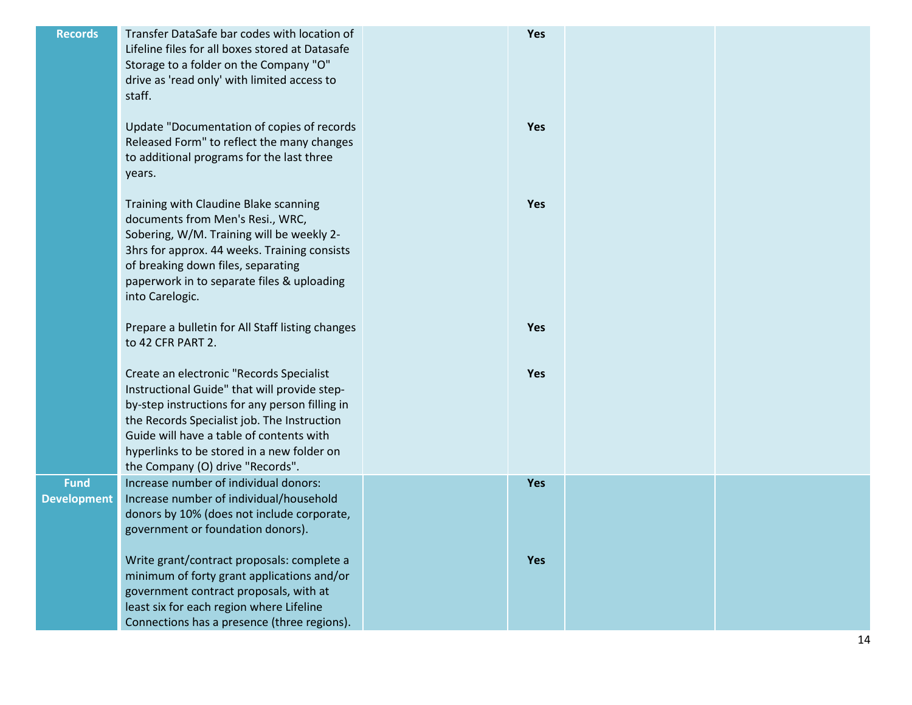| | | | | | |
|---|---|---|---|---|---|
| **Records** | Transfer DataSafe bar codes with location of Lifeline files for all boxes stored at Datasafe Storage to a folder on the Company "O" drive as 'read only' with limited access to staff. | | **Yes** | | |
| | Update "Documentation of copies of records Released Form" to reflect the many changes to additional programs for the last three years. | | **Yes** | | |
| | Training with Claudine Blake scanning documents from Men's Resi., WRC, Sobering, W/M. Training will be weekly 2-3hrs for approx. 44 weeks. Training consists of breaking down files, separating paperwork in to separate files & uploading into Carelogic. | | **Yes** | | |
| | Prepare a bulletin for All Staff listing changes to 42 CFR PART 2. | | **Yes** | | |
| | Create an electronic "Records Specialist Instructional Guide" that will provide step-by-step instructions for any person filling in the Records Specialist job. The Instruction Guide will have a table of contents with hyperlinks to be stored in a new folder on the Company (O) drive "Records". | | **Yes** | | |
| **Fund Development** | Increase number of individual donors: Increase number of individual/household donors by 10% (does not include corporate, government or foundation donors). | | **Yes** | | |
| | Write grant/contract proposals: complete a minimum of forty grant applications and/or government contract proposals, with at least six for each region where Lifeline Connections has a presence (three regions). | | **Yes** | | |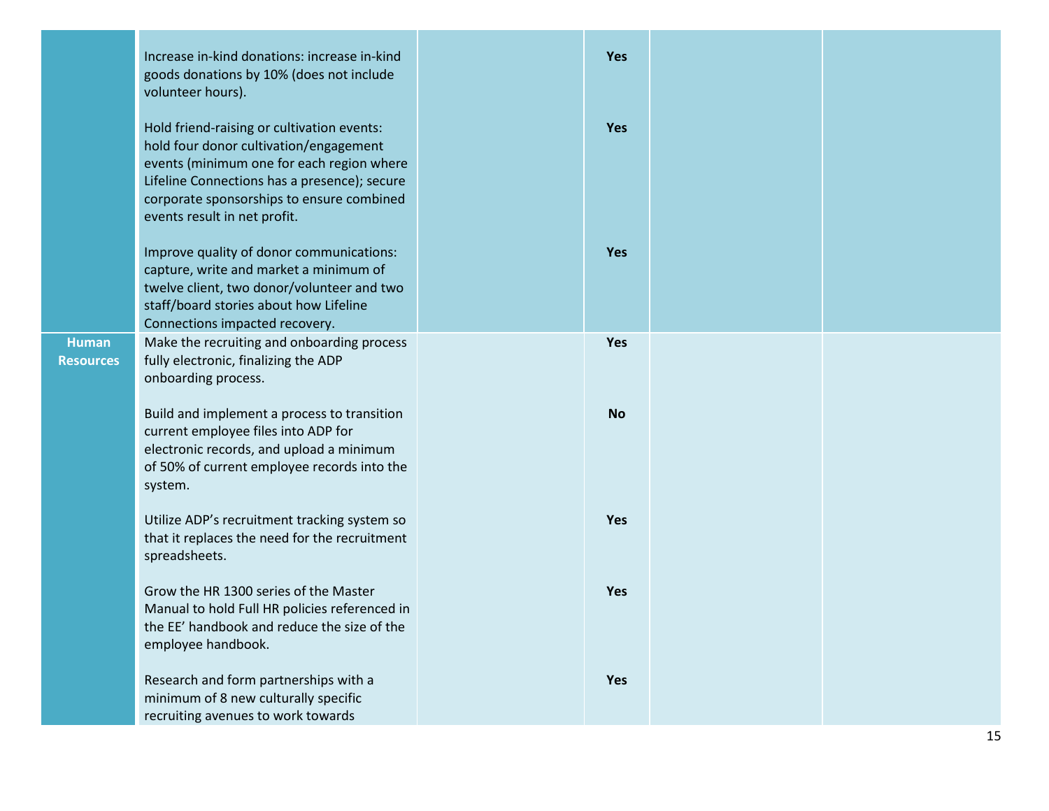| | | | | | |
|---|---|---|---|---|---|
| | Increase in-kind donations: increase in-kind goods donations by 10% (does not include volunteer hours). | | **Yes** | | |
| | Hold friend-raising or cultivation events: hold four donor cultivation/engagement events (minimum one for each region where Lifeline Connections has a presence); secure corporate sponsorships to ensure combined events result in net profit. | | **Yes** | | |
| | Improve quality of donor communications: capture, write and market a minimum of twelve client, two donor/volunteer and two staff/board stories about how Lifeline Connections impacted recovery. | | **Yes** | | |
| **Human Resources** | Make the recruiting and onboarding process fully electronic, finalizing the ADP onboarding process. | | **Yes** | | |
| | Build and implement a process to transition current employee files into ADP for electronic records, and upload a minimum of 50% of current employee records into the system. | | **No** | | |
| | Utilize ADP's recruitment tracking system so that it replaces the need for the recruitment spreadsheets. | | **Yes** | | |
| | Grow the HR 1300 series of the Master Manual to hold Full HR policies referenced in the EE' handbook and reduce the size of the employee handbook. | | **Yes** | | |
| | Research and form partnerships with a minimum of 8 new culturally specific recruiting avenues to work towards | | **Yes** | | |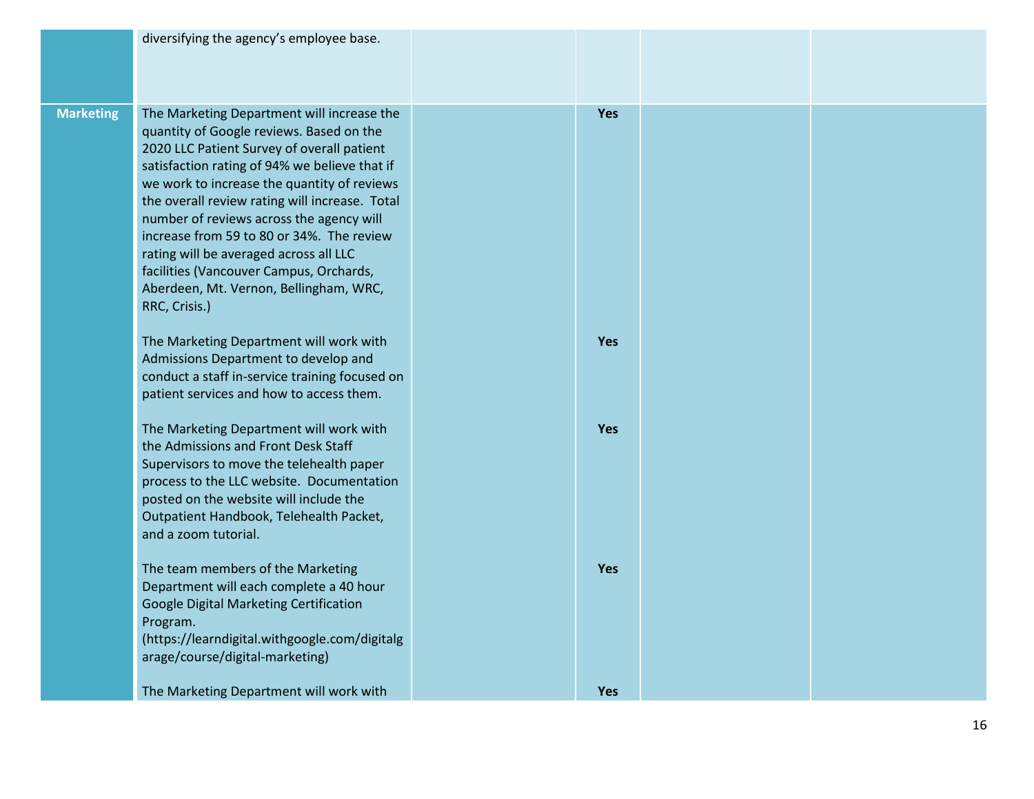| | | | | | |
|---|---|---|---|---|---|
| | diversifying the agency's employee base. | | | | |
| **Marketing** | The Marketing Department will increase the quantity of Google reviews. Based on the 2020 LLC Patient Survey of overall patient satisfaction rating of 94% we believe that if we work to increase the quantity of reviews the overall review rating will increase. Total number of reviews across the agency will increase from 59 to 80 or 34%. The review rating will be averaged across all LLC facilities (Vancouver Campus, Orchards, Aberdeen, Mt. Vernon, Bellingham, WRC, RRC, Crisis.) | | **Yes** | | |
| | The Marketing Department will work with Admissions Department to develop and conduct a staff in-service training focused on patient services and how to access them. | | **Yes** | | |
| | The Marketing Department will work with the Admissions and Front Desk Staff Supervisors to move the telehealth paper process to the LLC website. Documentation posted on the website will include the Outpatient Handbook, Telehealth Packet, and a zoom tutorial. | | **Yes** | | |
| | The team members of the Marketing Department will each complete a 40 hour Google Digital Marketing Certification Program. (https://learndigital.withgoogle.com/digitalgarage/course/digital-marketing) | | **Yes** | | |
| | The Marketing Department will work with | | **Yes** | | |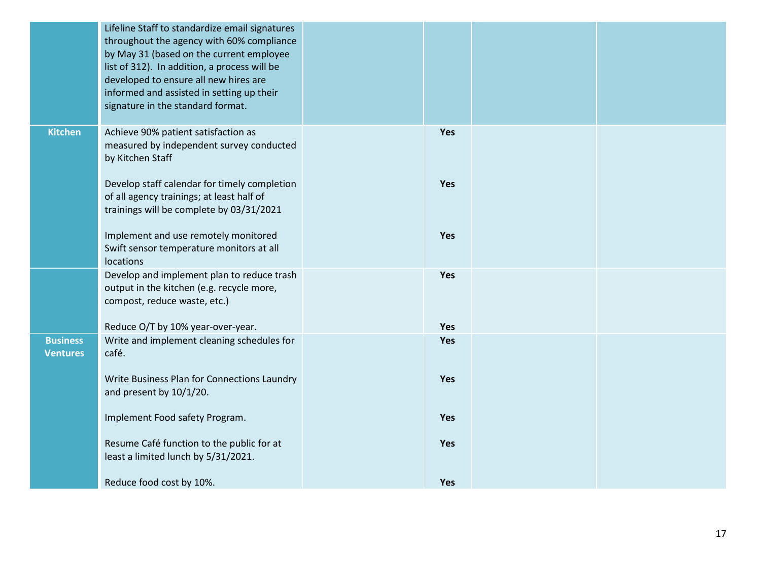| | | | | | |
|---|---|---|---|---|---|
| | Lifeline Staff to standardize email signatures throughout the agency with 60% compliance by May 31 (based on the current employee list of 312). In addition, a process will be developed to ensure all new hires are informed and assisted in setting up their signature in the standard format. | | | | |
| **Kitchen** | Achieve 90% patient satisfaction as measured by independent survey conducted by Kitchen Staff | | **Yes** | | |
| | Develop staff calendar for timely completion of all agency trainings; at least half of trainings will be complete by 03/31/2021 | | **Yes** | | |
| | Implement and use remotely monitored Swift sensor temperature monitors at all locations | | **Yes** | | |
| | Develop and implement plan to reduce trash output in the kitchen (e.g. recycle more, compost, reduce waste, etc.) | | **Yes** | | |
| | Reduce O/T by 10% year-over-year. | | **Yes** | | |
| **Business Ventures** | Write and implement cleaning schedules for café. | | **Yes** | | |
| | Write Business Plan for Connections Laundry and present by 10/1/20. | | **Yes** | | |
| | Implement Food safety Program. | | **Yes** | | |
| | Resume Café function to the public for at least a limited lunch by 5/31/2021. | | **Yes** | | |
| | Reduce food cost by 10%. | | **Yes** | | |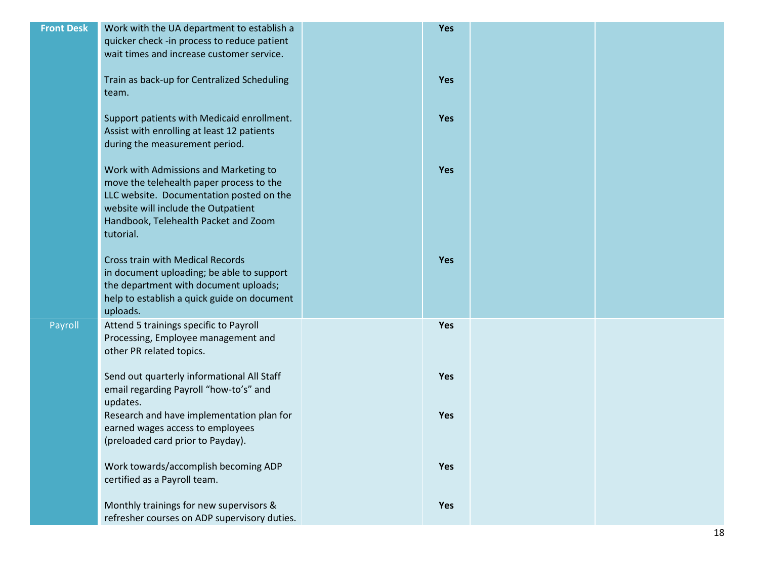| | | | | | |
|---|---|---|---|---|---|
| **Front Desk** | Work with the UA department to establish a quicker check -in process to reduce patient wait times and increase customer service. | | **Yes** | | |
| | Train as back-up for Centralized Scheduling team. | | **Yes** | | |
| | Support patients with Medicaid enrollment. Assist with enrolling at least 12 patients during the measurement period. | | **Yes** | | |
| | Work with Admissions and Marketing to move the telehealth paper process to the LLC website. Documentation posted on the website will include the Outpatient Handbook, Telehealth Packet and Zoom tutorial. | | **Yes** | | |
| | Cross train with Medical Records in document uploading; be able to support the department with document uploads; help to establish a quick guide on document uploads. | | **Yes** | | |
| Payroll | Attend 5 trainings specific to Payroll Processing, Employee management and other PR related topics. | | **Yes** | | |
| | Send out quarterly informational All Staff email regarding Payroll "how-to's" and updates. | | **Yes** | | |
| | Research and have implementation plan for earned wages access to employees (preloaded card prior to Payday). | | **Yes** | | |
| | Work towards/accomplish becoming ADP certified as a Payroll team. | | **Yes** | | |
| | Monthly trainings for new supervisors & refresher courses on ADP supervisory duties. | | **Yes** | | |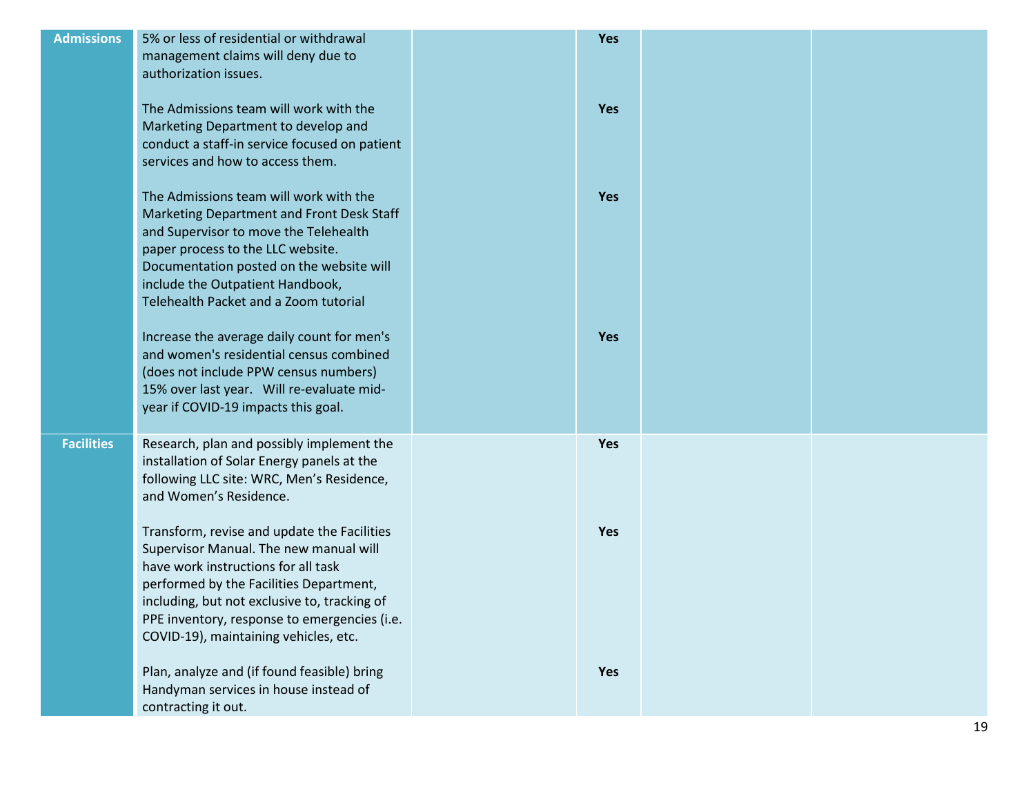| | | | | | |
|---|---|---|---|---|---|
| **Admissions** | 5% or less of residential or withdrawal management claims will deny due to authorization issues. | | **Yes** | | |
| | The Admissions team will work with the Marketing Department to develop and conduct a staff-in service focused on patient services and how to access them. | | **Yes** | | |
| | The Admissions team will work with the Marketing Department and Front Desk Staff and Supervisor to move the Telehealth paper process to the LLC website. Documentation posted on the website will include the Outpatient Handbook, Telehealth Packet and a Zoom tutorial | | **Yes** | | |
| | Increase the average daily count for men's and women's residential census combined (does not include PPW census numbers) 15% over last year. Will re-evaluate mid-year if COVID-19 impacts this goal. | | **Yes** | | |
| **Facilities** | Research, plan and possibly implement the installation of Solar Energy panels at the following LLC site: WRC, Men's Residence, and Women's Residence. | | **Yes** | | |
| | Transform, revise and update the Facilities Supervisor Manual. The new manual will have work instructions for all task performed by the Facilities Department, including, but not exclusive to, tracking of PPE inventory, response to emergencies (i.e. COVID-19), maintaining vehicles, etc. | | **Yes** | | |
| | Plan, analyze and (if found feasible) bring Handyman services in house instead of contracting it out. | | **Yes** | | |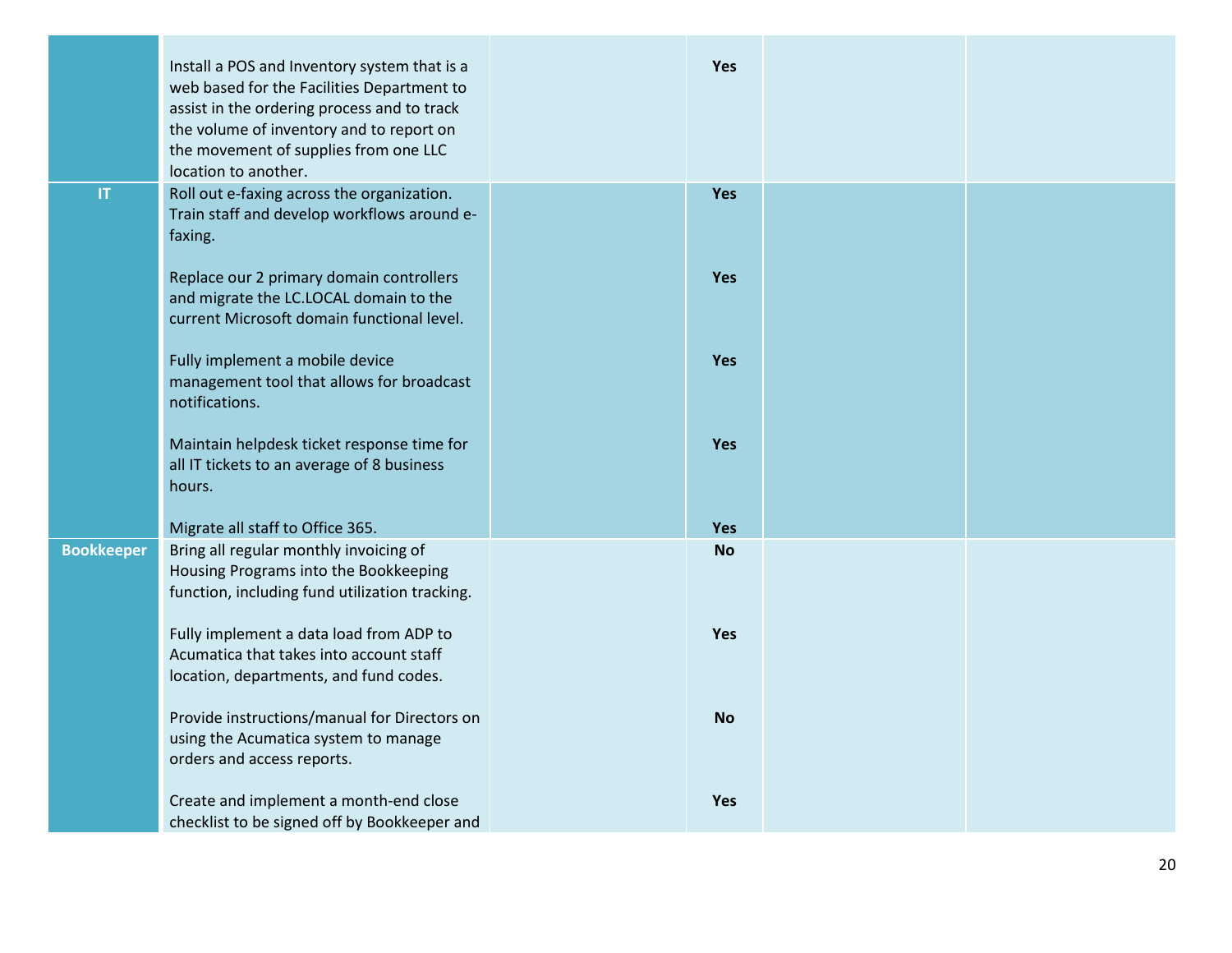|  |  |  |  |  |  |
|---|---|---|---|---|---|
|  | Install a POS and Inventory system that is a web based for the Facilities Department to assist in the ordering process and to track the volume of inventory and to report on the movement of supplies from one LLC location to another. |  | **Yes** |  |  |
| **IT** | Roll out e-faxing across the organization. Train staff and develop workflows around e-faxing. |  | **Yes** |  |  |
|  | Replace our 2 primary domain controllers and migrate the LC.LOCAL domain to the current Microsoft domain functional level. |  | **Yes** |  |  |
|  | Fully implement a mobile device management tool that allows for broadcast notifications. |  | **Yes** |  |  |
|  | Maintain helpdesk ticket response time for all IT tickets to an average of 8 business hours. |  | **Yes** |  |  |
|  | Migrate all staff to Office 365. |  | **Yes** |  |  |
| **Bookkeeper** | Bring all regular monthly invoicing of Housing Programs into the Bookkeeping function, including fund utilization tracking. |  | **No** |  |  |
|  | Fully implement a data load from ADP to Acumatica that takes into account staff location, departments, and fund codes. |  | **Yes** |  |  |
|  | Provide instructions/manual for Directors on using the Acumatica system to manage orders and access reports. |  | **No** |  |  |
|  | Create and implement a month-end close checklist to be signed off by Bookkeeper and |  | **Yes** |  |  |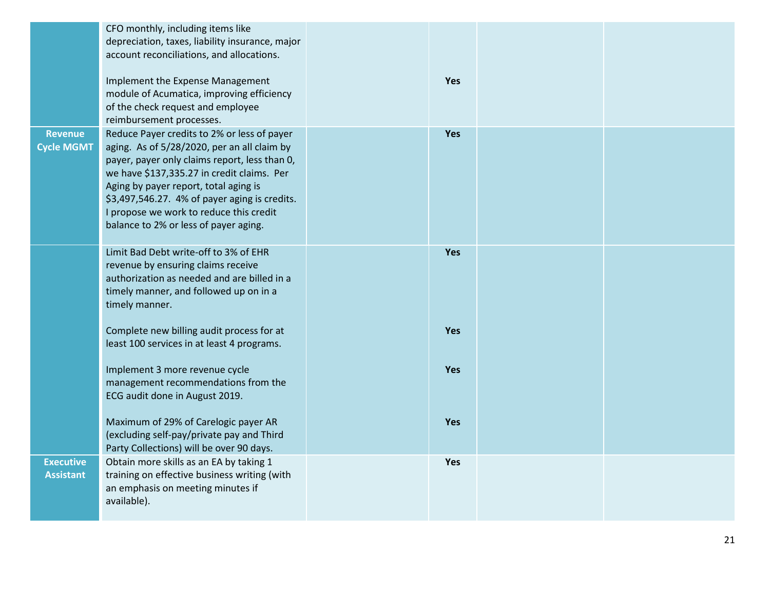| | | | | | |
|---|---|---|---|---|---|
| | CFO monthly, including items like depreciation, taxes, liability insurance, major account reconciliations, and allocations.<br><br>Implement the Expense Management module of Acumatica, improving efficiency of the check request and employee reimbursement processes. | | **Yes** | | |
| **Revenue Cycle MGMT** | Reduce Payer credits to 2% or less of payer aging. As of 5/28/2020, per an all claim by payer, payer only claims report, less than 0, we have $137,335.27 in credit claims. Per Aging by payer report, total aging is $3,497,546.27. 4% of payer aging is credits. I propose we work to reduce this credit balance to 2% or less of payer aging. | | **Yes** | | |
| | Limit Bad Debt write-off to 3% of EHR revenue by ensuring claims receive authorization as needed and are billed in a timely manner, and followed up on in a timely manner. | | **Yes** | | |
| | Complete new billing audit process for at least 100 services in at least 4 programs. | | **Yes** | | |
| | Implement 3 more revenue cycle management recommendations from the ECG audit done in August 2019. | | **Yes** | | |
| | Maximum of 29% of Carelogic payer AR (excluding self-pay/private pay and Third Party Collections) will be over 90 days. | | **Yes** | | |
| **Executive Assistant** | Obtain more skills as an EA by taking 1 training on effective business writing (with an emphasis on meeting minutes if available). | | **Yes** | | |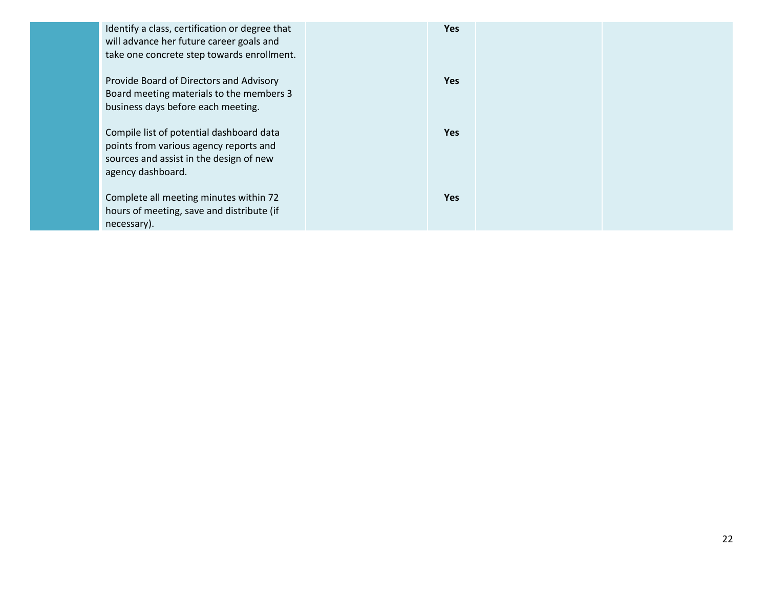| | | | | | |
|---|---|---|---|---|---|
| | Identify a class, certification or degree that will advance her future career goals and take one concrete step towards enrollment. | | **Yes** | | |
| | Provide Board of Directors and Advisory Board meeting materials to the members 3 business days before each meeting. | | **Yes** | | |
| | Compile list of potential dashboard data points from various agency reports and sources and assist in the design of new agency dashboard. | | **Yes** | | |
| | Complete all meeting minutes within 72 hours of meeting, save and distribute (if necessary). | | **Yes** | | |